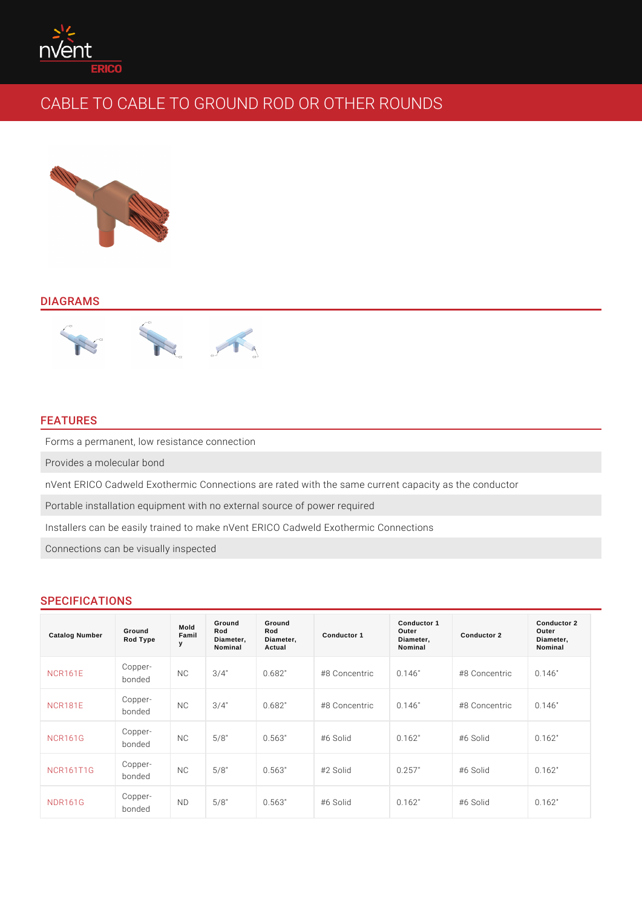# CABLE TO CABLE TO GROUND ROD OR OTHER ROUNDS

## DIAGRAMS

## FEATURES

Forms a permanent, low resistance connection

Provides a molecular bond

nVent ERICO Cadweld Exothermic Connections are rated with the same current capacity as the conductor

Portable installation equipment with no external source of power required

Installers can be easily trained to make nVent ERICO Cadweld Exothermic Connections

Connections can be visually inspected

## SPECIFICATIONS

| Catalog Number | Ground Rod Type | Mold Family | Ground Rod Diameter, Nominal | Ground Rod Diameter, Actual | Conductor 1 | Conductor 1 Outer Diameter, Nominal | Conductor 2 | Conductor 2 Outer Diameter, Nominal |
|---|---|---|---|---|---|---|---|---|
| NCR161E | Copper-bonded | NC | 3/4" | 0.682" | #8 Concentric | 0.146" | #8 Concentric | 0.146" |
| NCR181E | Copper-bonded | NC | 3/4" | 0.682" | #8 Concentric | 0.146" | #8 Concentric | 0.146" |
| NCR161G | Copper-bonded | NC | 5/8" | 0.563" | #6 Solid | 0.162" | #6 Solid | 0.162" |
| NCR161T1G | Copper-bonded | NC | 5/8" | 0.563" | #2 Solid | 0.257" | #6 Solid | 0.162" |
| NDR161G | Copper-bonded | ND | 5/8" | 0.563" | #6 Solid | 0.162" | #6 Solid | 0.162" |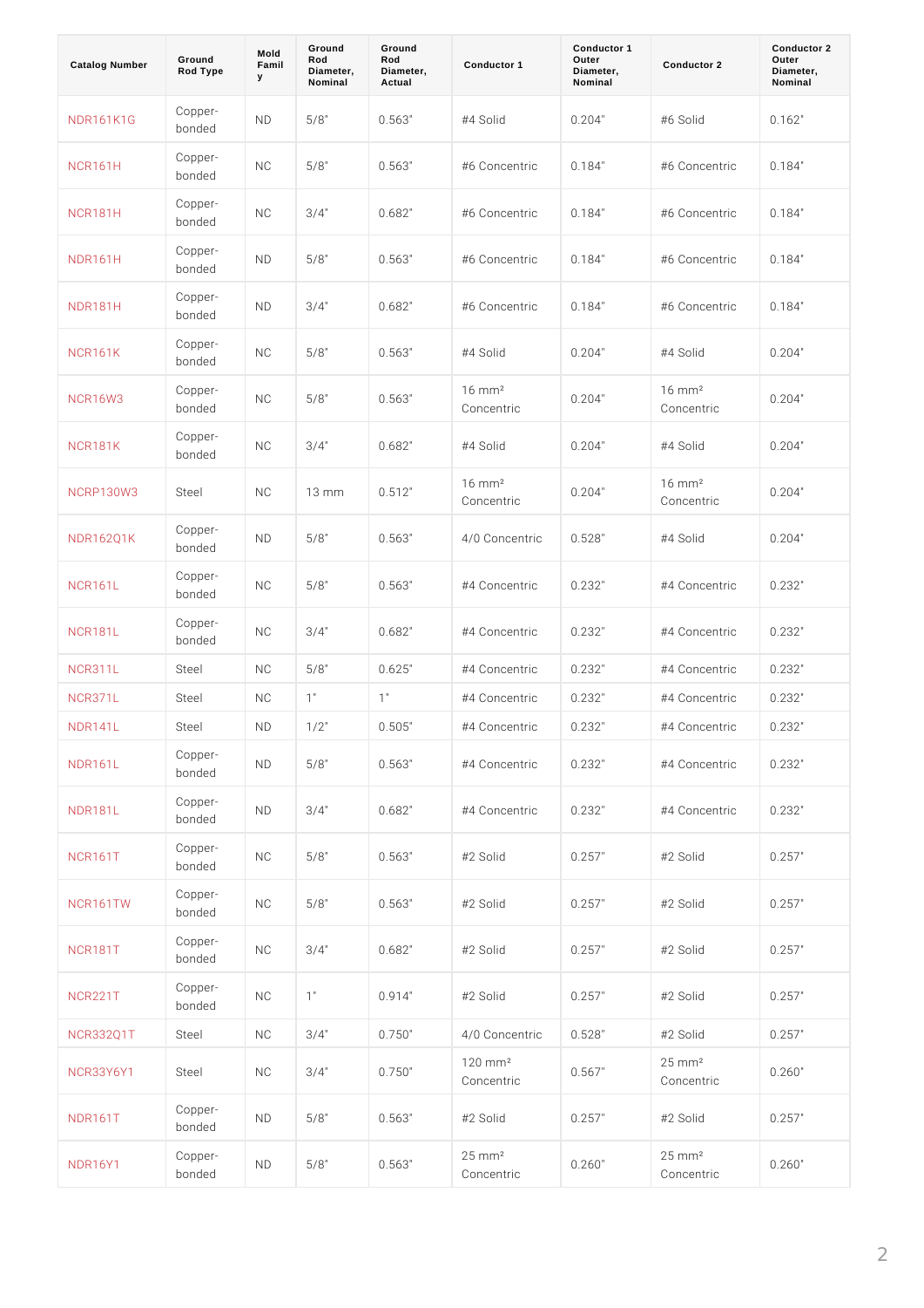| Catalog Number | Ground Rod Type | Mold Family | Ground Rod Diameter, Nominal | Ground Rod Diameter, Actual | Conductor 1 | Conductor 1 Outer Diameter, Nominal | Conductor 2 | Conductor 2 Outer Diameter, Nominal |
|---|---|---|---|---|---|---|---|---|
| NDR161K1G | Copper-bonded | ND | 5/8" | 0.563" | #4 Solid | 0.204" | #6 Solid | 0.162" |
| NCR161H | Copper-bonded | NC | 5/8" | 0.563" | #6 Concentric | 0.184" | #6 Concentric | 0.184" |
| NCR181H | Copper-bonded | NC | 3/4" | 0.682" | #6 Concentric | 0.184" | #6 Concentric | 0.184" |
| NDR161H | Copper-bonded | ND | 5/8" | 0.563" | #6 Concentric | 0.184" | #6 Concentric | 0.184" |
| NDR181H | Copper-bonded | ND | 3/4" | 0.682" | #6 Concentric | 0.184" | #6 Concentric | 0.184" |
| NCR161K | Copper-bonded | NC | 5/8" | 0.563" | #4 Solid | 0.204" | #4 Solid | 0.204" |
| NCR16W3 | Copper-bonded | NC | 5/8" | 0.563" | 16 mm² Concentric | 0.204" | 16 mm² Concentric | 0.204" |
| NCR181K | Copper-bonded | NC | 3/4" | 0.682" | #4 Solid | 0.204" | #4 Solid | 0.204" |
| NCRP130W3 | Steel | NC | 13 mm | 0.512" | 16 mm² Concentric | 0.204" | 16 mm² Concentric | 0.204" |
| NDR162Q1K | Copper-bonded | ND | 5/8" | 0.563" | 4/0 Concentric | 0.528" | #4 Solid | 0.204" |
| NCR161L | Copper-bonded | NC | 5/8" | 0.563" | #4 Concentric | 0.232" | #4 Concentric | 0.232" |
| NCR181L | Copper-bonded | NC | 3/4" | 0.682" | #4 Concentric | 0.232" | #4 Concentric | 0.232" |
| NCR311L | Steel | NC | 5/8" | 0.625" | #4 Concentric | 0.232" | #4 Concentric | 0.232" |
| NCR371L | Steel | NC | 1" | 1" | #4 Concentric | 0.232" | #4 Concentric | 0.232" |
| NDR141L | Steel | ND | 1/2" | 0.505" | #4 Concentric | 0.232" | #4 Concentric | 0.232" |
| NDR161L | Copper-bonded | ND | 5/8" | 0.563" | #4 Concentric | 0.232" | #4 Concentric | 0.232" |
| NDR181L | Copper-bonded | ND | 3/4" | 0.682" | #4 Concentric | 0.232" | #4 Concentric | 0.232" |
| NCR161T | Copper-bonded | NC | 5/8" | 0.563" | #2 Solid | 0.257" | #2 Solid | 0.257" |
| NCR161TW | Copper-bonded | NC | 5/8" | 0.563" | #2 Solid | 0.257" | #2 Solid | 0.257" |
| NCR181T | Copper-bonded | NC | 3/4" | 0.682" | #2 Solid | 0.257" | #2 Solid | 0.257" |
| NCR221T | Copper-bonded | NC | 1" | 0.914" | #2 Solid | 0.257" | #2 Solid | 0.257" |
| NCR332Q1T | Steel | NC | 3/4" | 0.750" | 4/0 Concentric | 0.528" | #2 Solid | 0.257" |
| NCR33Y6Y1 | Steel | NC | 3/4" | 0.750" | 120 mm² Concentric | 0.567" | 25 mm² Concentric | 0.260" |
| NDR161T | Copper-bonded | ND | 5/8" | 0.563" | #2 Solid | 0.257" | #2 Solid | 0.257" |
| NDR16Y1 | Copper-bonded | ND | 5/8" | 0.563" | 25 mm² Concentric | 0.260" | 25 mm² Concentric | 0.260" |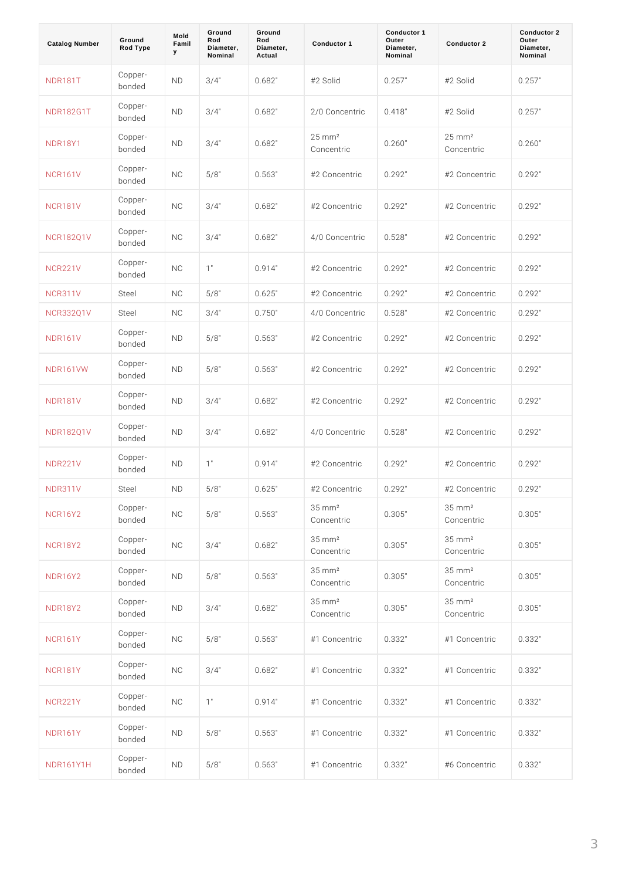| Catalog Number | Ground Rod Type | Mold Family | Ground Rod Diameter, Nominal | Ground Rod Diameter, Actual | Conductor 1 | Conductor 1 Outer Diameter, Nominal | Conductor 2 | Conductor 2 Outer Diameter, Nominal |
| --- | --- | --- | --- | --- | --- | --- | --- | --- |
| NDR181T | Copper-bonded | ND | 3/4" | 0.682" | #2 Solid | 0.257" | #2 Solid | 0.257" |
| NDR182G1T | Copper-bonded | ND | 3/4" | 0.682" | 2/0 Concentric | 0.418" | #2 Solid | 0.257" |
| NDR18Y1 | Copper-bonded | ND | 3/4" | 0.682" | 25 mm² Concentric | 0.260" | 25 mm² Concentric | 0.260" |
| NCR161V | Copper-bonded | NC | 5/8" | 0.563" | #2 Concentric | 0.292" | #2 Concentric | 0.292" |
| NCR181V | Copper-bonded | NC | 3/4" | 0.682" | #2 Concentric | 0.292" | #2 Concentric | 0.292" |
| NCR182Q1V | Copper-bonded | NC | 3/4" | 0.682" | 4/0 Concentric | 0.528" | #2 Concentric | 0.292" |
| NCR221V | Copper-bonded | NC | 1" | 0.914" | #2 Concentric | 0.292" | #2 Concentric | 0.292" |
| NCR311V | Steel | NC | 5/8" | 0.625" | #2 Concentric | 0.292" | #2 Concentric | 0.292" |
| NCR332Q1V | Steel | NC | 3/4" | 0.750" | 4/0 Concentric | 0.528" | #2 Concentric | 0.292" |
| NDR161V | Copper-bonded | ND | 5/8" | 0.563" | #2 Concentric | 0.292" | #2 Concentric | 0.292" |
| NDR161VW | Copper-bonded | ND | 5/8" | 0.563" | #2 Concentric | 0.292" | #2 Concentric | 0.292" |
| NDR181V | Copper-bonded | ND | 3/4" | 0.682" | #2 Concentric | 0.292" | #2 Concentric | 0.292" |
| NDR182Q1V | Copper-bonded | ND | 3/4" | 0.682" | 4/0 Concentric | 0.528" | #2 Concentric | 0.292" |
| NDR221V | Copper-bonded | ND | 1" | 0.914" | #2 Concentric | 0.292" | #2 Concentric | 0.292" |
| NDR311V | Steel | ND | 5/8" | 0.625" | #2 Concentric | 0.292" | #2 Concentric | 0.292" |
| NCR16Y2 | Copper-bonded | NC | 5/8" | 0.563" | 35 mm² Concentric | 0.305" | 35 mm² Concentric | 0.305" |
| NCR18Y2 | Copper-bonded | NC | 3/4" | 0.682" | 35 mm² Concentric | 0.305" | 35 mm² Concentric | 0.305" |
| NDR16Y2 | Copper-bonded | ND | 5/8" | 0.563" | 35 mm² Concentric | 0.305" | 35 mm² Concentric | 0.305" |
| NDR18Y2 | Copper-bonded | ND | 3/4" | 0.682" | 35 mm² Concentric | 0.305" | 35 mm² Concentric | 0.305" |
| NCR161Y | Copper-bonded | NC | 5/8" | 0.563" | #1 Concentric | 0.332" | #1 Concentric | 0.332" |
| NCR181Y | Copper-bonded | NC | 3/4" | 0.682" | #1 Concentric | 0.332" | #1 Concentric | 0.332" |
| NCR221Y | Copper-bonded | NC | 1" | 0.914" | #1 Concentric | 0.332" | #1 Concentric | 0.332" |
| NDR161Y | Copper-bonded | ND | 5/8" | 0.563" | #1 Concentric | 0.332" | #1 Concentric | 0.332" |
| NDR161Y1H | Copper-bonded | ND | 5/8" | 0.563" | #1 Concentric | 0.332" | #6 Concentric | 0.332" |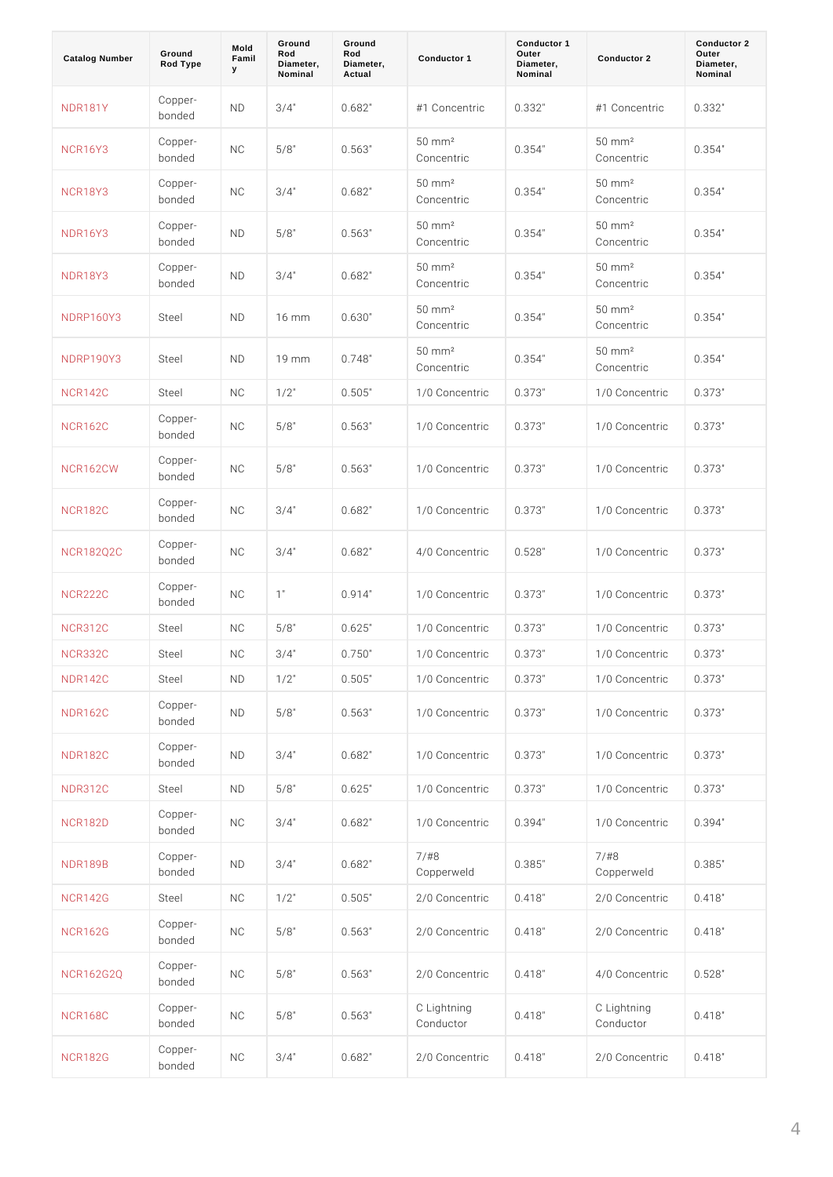| Catalog Number | Ground Rod Type | Mold Family | Ground Rod Diameter, Nominal | Ground Rod Diameter, Actual | Conductor 1 | Conductor 1 Outer Diameter, Nominal | Conductor 2 | Conductor 2 Outer Diameter, Nominal |
|---|---|---|---|---|---|---|---|---|
| NDR181Y | Copper-bonded | ND | 3/4" | 0.682" | #1 Concentric | 0.332" | #1 Concentric | 0.332" |
| NCR16Y3 | Copper-bonded | NC | 5/8" | 0.563" | 50 mm² Concentric | 0.354" | 50 mm² Concentric | 0.354" |
| NCR18Y3 | Copper-bonded | NC | 3/4" | 0.682" | 50 mm² Concentric | 0.354" | 50 mm² Concentric | 0.354" |
| NDR16Y3 | Copper-bonded | ND | 5/8" | 0.563" | 50 mm² Concentric | 0.354" | 50 mm² Concentric | 0.354" |
| NDR18Y3 | Copper-bonded | ND | 3/4" | 0.682" | 50 mm² Concentric | 0.354" | 50 mm² Concentric | 0.354" |
| NDRP160Y3 | Steel | ND | 16 mm | 0.630" | 50 mm² Concentric | 0.354" | 50 mm² Concentric | 0.354" |
| NDRP190Y3 | Steel | ND | 19 mm | 0.748" | 50 mm² Concentric | 0.354" | 50 mm² Concentric | 0.354" |
| NCR142C | Steel | NC | 1/2" | 0.505" | 1/0 Concentric | 0.373" | 1/0 Concentric | 0.373" |
| NCR162C | Copper-bonded | NC | 5/8" | 0.563" | 1/0 Concentric | 0.373" | 1/0 Concentric | 0.373" |
| NCR162CW | Copper-bonded | NC | 5/8" | 0.563" | 1/0 Concentric | 0.373" | 1/0 Concentric | 0.373" |
| NCR182C | Copper-bonded | NC | 3/4" | 0.682" | 1/0 Concentric | 0.373" | 1/0 Concentric | 0.373" |
| NCR182Q2C | Copper-bonded | NC | 3/4" | 0.682" | 4/0 Concentric | 0.528" | 1/0 Concentric | 0.373" |
| NCR222C | Copper-bonded | NC | 1" | 0.914" | 1/0 Concentric | 0.373" | 1/0 Concentric | 0.373" |
| NCR312C | Steel | NC | 5/8" | 0.625" | 1/0 Concentric | 0.373" | 1/0 Concentric | 0.373" |
| NCR332C | Steel | NC | 3/4" | 0.750" | 1/0 Concentric | 0.373" | 1/0 Concentric | 0.373" |
| NDR142C | Steel | ND | 1/2" | 0.505" | 1/0 Concentric | 0.373" | 1/0 Concentric | 0.373" |
| NDR162C | Copper-bonded | ND | 5/8" | 0.563" | 1/0 Concentric | 0.373" | 1/0 Concentric | 0.373" |
| NDR182C | Copper-bonded | ND | 3/4" | 0.682" | 1/0 Concentric | 0.373" | 1/0 Concentric | 0.373" |
| NDR312C | Steel | ND | 5/8" | 0.625" | 1/0 Concentric | 0.373" | 1/0 Concentric | 0.373" |
| NCR182D | Copper-bonded | NC | 3/4" | 0.682" | 1/0 Concentric | 0.394" | 1/0 Concentric | 0.394" |
| NDR189B | Copper-bonded | ND | 3/4" | 0.682" | 7/#8 Copperweld | 0.385" | 7/#8 Copperweld | 0.385" |
| NCR142G | Steel | NC | 1/2" | 0.505" | 2/0 Concentric | 0.418" | 2/0 Concentric | 0.418" |
| NCR162G | Copper-bonded | NC | 5/8" | 0.563" | 2/0 Concentric | 0.418" | 2/0 Concentric | 0.418" |
| NCR162G2Q | Copper-bonded | NC | 5/8" | 0.563" | 2/0 Concentric | 0.418" | 4/0 Concentric | 0.528" |
| NCR168C | Copper-bonded | NC | 5/8" | 0.563" | C Lightning Conductor | 0.418" | C Lightning Conductor | 0.418" |
| NCR182G | Copper-bonded | NC | 3/4" | 0.682" | 2/0 Concentric | 0.418" | 2/0 Concentric | 0.418" |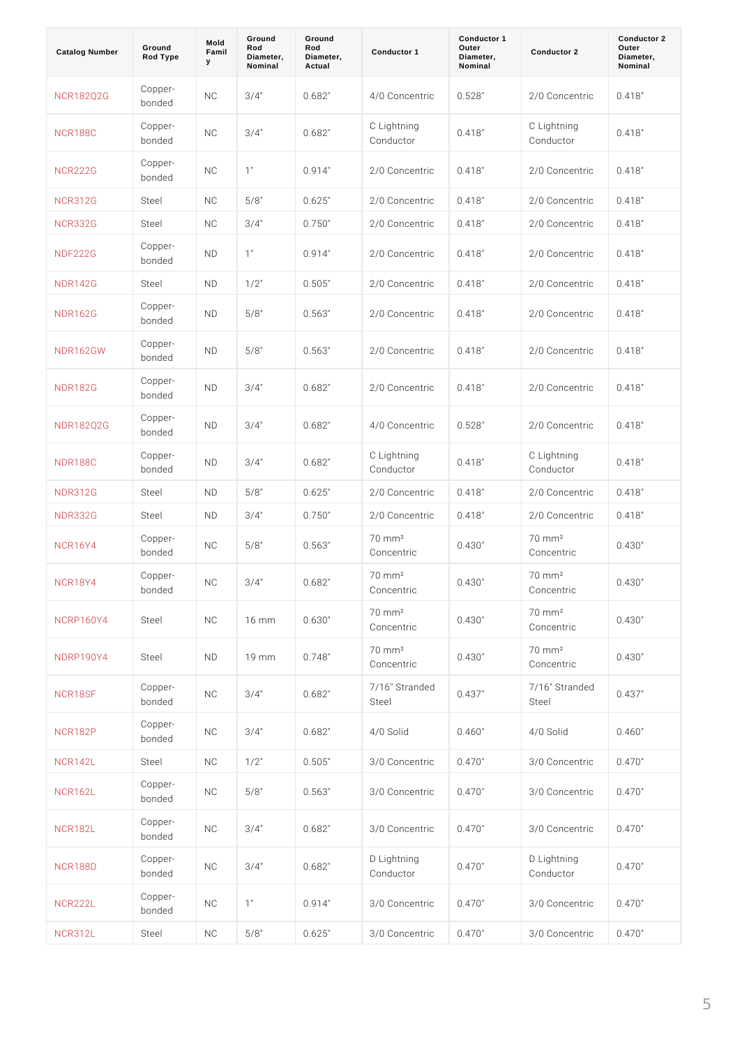| Catalog Number | Ground Rod Type | Mold Family | Ground Rod Diameter, Nominal | Ground Rod Diameter, Actual | Conductor 1 | Conductor 1 Outer Diameter, Nominal | Conductor 2 | Conductor 2 Outer Diameter, Nominal |
|---|---|---|---|---|---|---|---|---|
| NCR182Q2G | Copper-bonded | NC | 3/4" | 0.682" | 4/0 Concentric | 0.528" | 2/0 Concentric | 0.418" |
| NCR188C | Copper-bonded | NC | 3/4" | 0.682" | C Lightning Conductor | 0.418" | C Lightning Conductor | 0.418" |
| NCR222G | Copper-bonded | NC | 1" | 0.914" | 2/0 Concentric | 0.418" | 2/0 Concentric | 0.418" |
| NCR312G | Steel | NC | 5/8" | 0.625" | 2/0 Concentric | 0.418" | 2/0 Concentric | 0.418" |
| NCR332G | Steel | NC | 3/4" | 0.750" | 2/0 Concentric | 0.418" | 2/0 Concentric | 0.418" |
| NDF222G | Copper-bonded | ND | 1" | 0.914" | 2/0 Concentric | 0.418" | 2/0 Concentric | 0.418" |
| NDR142G | Steel | ND | 1/2" | 0.505" | 2/0 Concentric | 0.418" | 2/0 Concentric | 0.418" |
| NDR162G | Copper-bonded | ND | 5/8" | 0.563" | 2/0 Concentric | 0.418" | 2/0 Concentric | 0.418" |
| NDR162GW | Copper-bonded | ND | 5/8" | 0.563" | 2/0 Concentric | 0.418" | 2/0 Concentric | 0.418" |
| NDR182G | Copper-bonded | ND | 3/4" | 0.682" | 2/0 Concentric | 0.418" | 2/0 Concentric | 0.418" |
| NDR182Q2G | Copper-bonded | ND | 3/4" | 0.682" | 4/0 Concentric | 0.528" | 2/0 Concentric | 0.418" |
| NDR188C | Copper-bonded | ND | 3/4" | 0.682" | C Lightning Conductor | 0.418" | C Lightning Conductor | 0.418" |
| NDR312G | Steel | ND | 5/8" | 0.625" | 2/0 Concentric | 0.418" | 2/0 Concentric | 0.418" |
| NDR332G | Steel | ND | 3/4" | 0.750" | 2/0 Concentric | 0.418" | 2/0 Concentric | 0.418" |
| NCR16Y4 | Copper-bonded | NC | 5/8" | 0.563" | 70 mm² Concentric | 0.430" | 70 mm² Concentric | 0.430" |
| NCR18Y4 | Copper-bonded | NC | 3/4" | 0.682" | 70 mm² Concentric | 0.430" | 70 mm² Concentric | 0.430" |
| NCRP160Y4 | Steel | NC | 16 mm | 0.630" | 70 mm² Concentric | 0.430" | 70 mm² Concentric | 0.430" |
| NDRP190Y4 | Steel | ND | 19 mm | 0.748" | 70 mm² Concentric | 0.430" | 70 mm² Concentric | 0.430" |
| NCR18SF | Copper-bonded | NC | 3/4" | 0.682" | 7/16" Stranded Steel | 0.437" | 7/16" Stranded Steel | 0.437" |
| NCR182P | Copper-bonded | NC | 3/4" | 0.682" | 4/0 Solid | 0.460" | 4/0 Solid | 0.460" |
| NCR142L | Steel | NC | 1/2" | 0.505" | 3/0 Concentric | 0.470" | 3/0 Concentric | 0.470" |
| NCR162L | Copper-bonded | NC | 5/8" | 0.563" | 3/0 Concentric | 0.470" | 3/0 Concentric | 0.470" |
| NCR182L | Copper-bonded | NC | 3/4" | 0.682" | 3/0 Concentric | 0.470" | 3/0 Concentric | 0.470" |
| NCR188D | Copper-bonded | NC | 3/4" | 0.682" | D Lightning Conductor | 0.470" | D Lightning Conductor | 0.470" |
| NCR222L | Copper-bonded | NC | 1" | 0.914" | 3/0 Concentric | 0.470" | 3/0 Concentric | 0.470" |
| NCR312L | Steel | NC | 5/8" | 0.625" | 3/0 Concentric | 0.470" | 3/0 Concentric | 0.470" |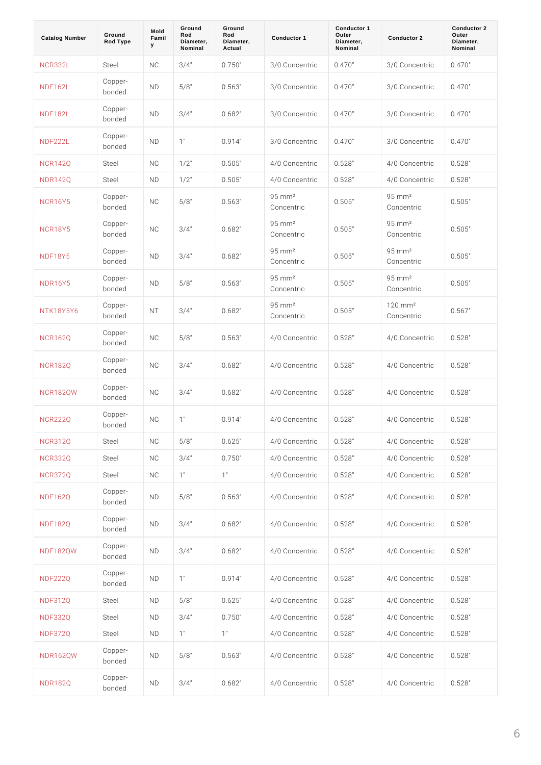| Catalog Number | Ground Rod Type | Mold Family | Ground Rod Diameter, Nominal | Ground Rod Diameter, Actual | Conductor 1 | Conductor 1 Outer Diameter, Nominal | Conductor 2 | Conductor 2 Outer Diameter, Nominal |
|---|---|---|---|---|---|---|---|---|
| NCR332L | Steel | NC | 3/4" | 0.750" | 3/0 Concentric | 0.470" | 3/0 Concentric | 0.470" |
| NDF162L | Copper-bonded | ND | 5/8" | 0.563" | 3/0 Concentric | 0.470" | 3/0 Concentric | 0.470" |
| NDF182L | Copper-bonded | ND | 3/4" | 0.682" | 3/0 Concentric | 0.470" | 3/0 Concentric | 0.470" |
| NDF222L | Copper-bonded | ND | 1" | 0.914" | 3/0 Concentric | 0.470" | 3/0 Concentric | 0.470" |
| NCR142Q | Steel | NC | 1/2" | 0.505" | 4/0 Concentric | 0.528" | 4/0 Concentric | 0.528" |
| NDR142Q | Steel | ND | 1/2" | 0.505" | 4/0 Concentric | 0.528" | 4/0 Concentric | 0.528" |
| NCR16Y5 | Copper-bonded | NC | 5/8" | 0.563" | 95 $mm^2$ Concentric | 0.505" | 95 $mm^2$ Concentric | 0.505" |
| NCR18Y5 | Copper-bonded | NC | 3/4" | 0.682" | 95 $mm^2$ Concentric | 0.505" | 95 $mm^2$ Concentric | 0.505" |
| NDF18Y5 | Copper-bonded | ND | 3/4" | 0.682" | 95 $mm^2$ Concentric | 0.505" | 95 $mm^2$ Concentric | 0.505" |
| NDR16Y5 | Copper-bonded | ND | 5/8" | 0.563" | 95 $mm^2$ Concentric | 0.505" | 95 $mm^2$ Concentric | 0.505" |
| NTK18Y5Y6 | Copper-bonded | NT | 3/4" | 0.682" | 95 $mm^2$ Concentric | 0.505" | 120 $mm^2$ Concentric | 0.567" |
| NCR162Q | Copper-bonded | NC | 5/8" | 0.563" | 4/0 Concentric | 0.528" | 4/0 Concentric | 0.528" |
| NCR182Q | Copper-bonded | NC | 3/4" | 0.682" | 4/0 Concentric | 0.528" | 4/0 Concentric | 0.528" |
| NCR182QW | Copper-bonded | NC | 3/4" | 0.682" | 4/0 Concentric | 0.528" | 4/0 Concentric | 0.528" |
| NCR222Q | Copper-bonded | NC | 1" | 0.914" | 4/0 Concentric | 0.528" | 4/0 Concentric | 0.528" |
| NCR312Q | Steel | NC | 5/8" | 0.625" | 4/0 Concentric | 0.528" | 4/0 Concentric | 0.528" |
| NCR332Q | Steel | NC | 3/4" | 0.750" | 4/0 Concentric | 0.528" | 4/0 Concentric | 0.528" |
| NCR372Q | Steel | NC | 1" | 1" | 4/0 Concentric | 0.528" | 4/0 Concentric | 0.528" |
| NDF162Q | Copper-bonded | ND | 5/8" | 0.563" | 4/0 Concentric | 0.528" | 4/0 Concentric | 0.528" |
| NDF182Q | Copper-bonded | ND | 3/4" | 0.682" | 4/0 Concentric | 0.528" | 4/0 Concentric | 0.528" |
| NDF182QW | Copper-bonded | ND | 3/4" | 0.682" | 4/0 Concentric | 0.528" | 4/0 Concentric | 0.528" |
| NDF222Q | Copper-bonded | ND | 1" | 0.914" | 4/0 Concentric | 0.528" | 4/0 Concentric | 0.528" |
| NDF312Q | Steel | ND | 5/8" | 0.625" | 4/0 Concentric | 0.528" | 4/0 Concentric | 0.528" |
| NDF332Q | Steel | ND | 3/4" | 0.750" | 4/0 Concentric | 0.528" | 4/0 Concentric | 0.528" |
| NDF372Q | Steel | ND | 1" | 1" | 4/0 Concentric | 0.528" | 4/0 Concentric | 0.528" |
| NDR162QW | Copper-bonded | ND | 5/8" | 0.563" | 4/0 Concentric | 0.528" | 4/0 Concentric | 0.528" |
| NDR182Q | Copper-bonded | ND | 3/4" | 0.682" | 4/0 Concentric | 0.528" | 4/0 Concentric | 0.528" |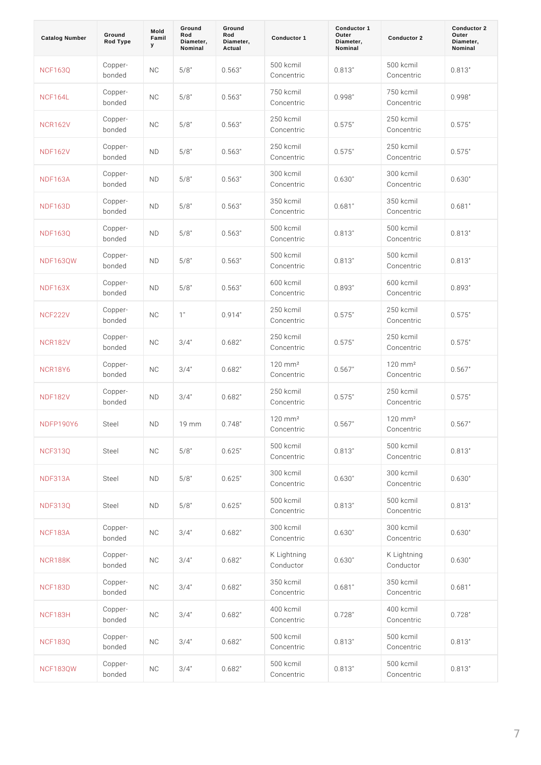| Catalog Number | Ground Rod Type | Mold Family | Ground Rod Diameter, Nominal | Ground Rod Diameter, Actual | Conductor 1 | Conductor 1 Outer Diameter, Nominal | Conductor 2 | Conductor 2 Outer Diameter, Nominal |
|---|---|---|---|---|---|---|---|---|
| NCF163Q | Copper-bonded | NC | 5/8" | 0.563" | 500 kcmil Concentric | 0.813" | 500 kcmil Concentric | 0.813" |
| NCF164L | Copper-bonded | NC | 5/8" | 0.563" | 750 kcmil Concentric | 0.998" | 750 kcmil Concentric | 0.998" |
| NCR162V | Copper-bonded | NC | 5/8" | 0.563" | 250 kcmil Concentric | 0.575" | 250 kcmil Concentric | 0.575" |
| NDF162V | Copper-bonded | ND | 5/8" | 0.563" | 250 kcmil Concentric | 0.575" | 250 kcmil Concentric | 0.575" |
| NDF163A | Copper-bonded | ND | 5/8" | 0.563" | 300 kcmil Concentric | 0.630" | 300 kcmil Concentric | 0.630" |
| NDF163D | Copper-bonded | ND | 5/8" | 0.563" | 350 kcmil Concentric | 0.681" | 350 kcmil Concentric | 0.681" |
| NDF163Q | Copper-bonded | ND | 5/8" | 0.563" | 500 kcmil Concentric | 0.813" | 500 kcmil Concentric | 0.813" |
| NDF163QW | Copper-bonded | ND | 5/8" | 0.563" | 500 kcmil Concentric | 0.813" | 500 kcmil Concentric | 0.813" |
| NDF163X | Copper-bonded | ND | 5/8" | 0.563" | 600 kcmil Concentric | 0.893" | 600 kcmil Concentric | 0.893" |
| NCF222V | Copper-bonded | NC | 1" | 0.914" | 250 kcmil Concentric | 0.575" | 250 kcmil Concentric | 0.575" |
| NCR182V | Copper-bonded | NC | 3/4" | 0.682" | 250 kcmil Concentric | 0.575" | 250 kcmil Concentric | 0.575" |
| NCR18Y6 | Copper-bonded | NC | 3/4" | 0.682" | 120 mm² Concentric | 0.567" | 120 mm² Concentric | 0.567" |
| NDF182V | Copper-bonded | ND | 3/4" | 0.682" | 250 kcmil Concentric | 0.575" | 250 kcmil Concentric | 0.575" |
| NDFP190Y6 | Steel | ND | 19 mm | 0.748" | 120 mm² Concentric | 0.567" | 120 mm² Concentric | 0.567" |
| NCF313Q | Steel | NC | 5/8" | 0.625" | 500 kcmil Concentric | 0.813" | 500 kcmil Concentric | 0.813" |
| NDF313A | Steel | ND | 5/8" | 0.625" | 300 kcmil Concentric | 0.630" | 300 kcmil Concentric | 0.630" |
| NDF313Q | Steel | ND | 5/8" | 0.625" | 500 kcmil Concentric | 0.813" | 500 kcmil Concentric | 0.813" |
| NCF183A | Copper-bonded | NC | 3/4" | 0.682" | 300 kcmil Concentric | 0.630" | 300 kcmil Concentric | 0.630" |
| NCR188K | Copper-bonded | NC | 3/4" | 0.682" | K Lightning Conductor | 0.630" | K Lightning Conductor | 0.630" |
| NCF183D | Copper-bonded | NC | 3/4" | 0.682" | 350 kcmil Concentric | 0.681" | 350 kcmil Concentric | 0.681" |
| NCF183H | Copper-bonded | NC | 3/4" | 0.682" | 400 kcmil Concentric | 0.728" | 400 kcmil Concentric | 0.728" |
| NCF183Q | Copper-bonded | NC | 3/4" | 0.682" | 500 kcmil Concentric | 0.813" | 500 kcmil Concentric | 0.813" |
| NCF183QW | Copper-bonded | NC | 3/4" | 0.682" | 500 kcmil Concentric | 0.813" | 500 kcmil Concentric | 0.813" |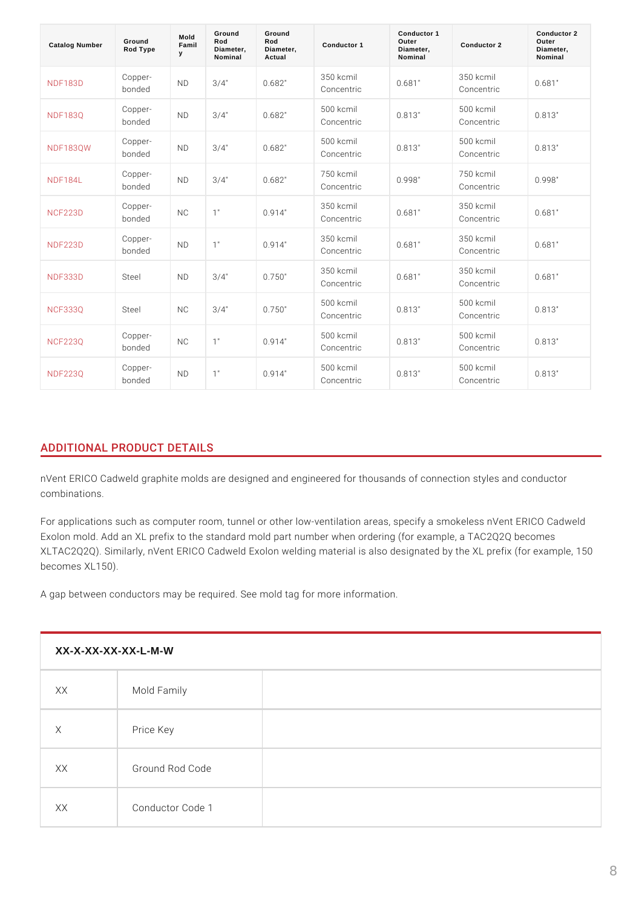| Catalog Number | Ground Rod Type | Mold Family | Ground Rod Diameter, Nominal | Ground Rod Diameter, Actual | Conductor 1 | Conductor 1 Outer Diameter, Nominal | Conductor 2 | Conductor 2 Outer Diameter, Nominal |
|---|---|---|---|---|---|---|---|---|
| NDF183D | Copper-bonded | ND | 3/4" | 0.682" | 350 kcmil Concentric | 0.681" | 350 kcmil Concentric | 0.681" |
| NDF183Q | Copper-bonded | ND | 3/4" | 0.682" | 500 kcmil Concentric | 0.813" | 500 kcmil Concentric | 0.813" |
| NDF183QW | Copper-bonded | ND | 3/4" | 0.682" | 500 kcmil Concentric | 0.813" | 500 kcmil Concentric | 0.813" |
| NDF184L | Copper-bonded | ND | 3/4" | 0.682" | 750 kcmil Concentric | 0.998" | 750 kcmil Concentric | 0.998" |
| NCF223D | Copper-bonded | NC | 1" | 0.914" | 350 kcmil Concentric | 0.681" | 350 kcmil Concentric | 0.681" |
| NDF223D | Copper-bonded | ND | 1" | 0.914" | 350 kcmil Concentric | 0.681" | 350 kcmil Concentric | 0.681" |
| NDF333D | Steel | ND | 3/4" | 0.750" | 350 kcmil Concentric | 0.681" | 350 kcmil Concentric | 0.681" |
| NCF333Q | Steel | NC | 3/4" | 0.750" | 500 kcmil Concentric | 0.813" | 500 kcmil Concentric | 0.813" |
| NCF223Q | Copper-bonded | NC | 1" | 0.914" | 500 kcmil Concentric | 0.813" | 500 kcmil Concentric | 0.813" |
| NDF223Q | Copper-bonded | ND | 1" | 0.914" | 500 kcmil Concentric | 0.813" | 500 kcmil Concentric | 0.813" |

## ADDITIONAL PRODUCT DETAILS

nVent ERICO Cadweld graphite molds are designed and engineered for thousands of connection styles and conductor combinations.

For applications such as computer room, tunnel or other low-ventilation areas, specify a smokeless nVent ERICO Cadweld Exolon mold. Add an XL prefix to the standard mold part number when ordering (for example, a TAC2Q2Q becomes XLTAC2Q2Q). Similarly, nVent ERICO Cadweld Exolon welding material is also designated by the XL prefix (for example, 150 becomes XL150).

A gap between conductors may be required. See mold tag for more information.

| XX-X-XX-XX-XX-L-M-W | | |
|---|---|---|
| XX | Mold Family | |
| X | Price Key | |
| XX | Ground Rod Code | |
| XX | Conductor Code 1 | |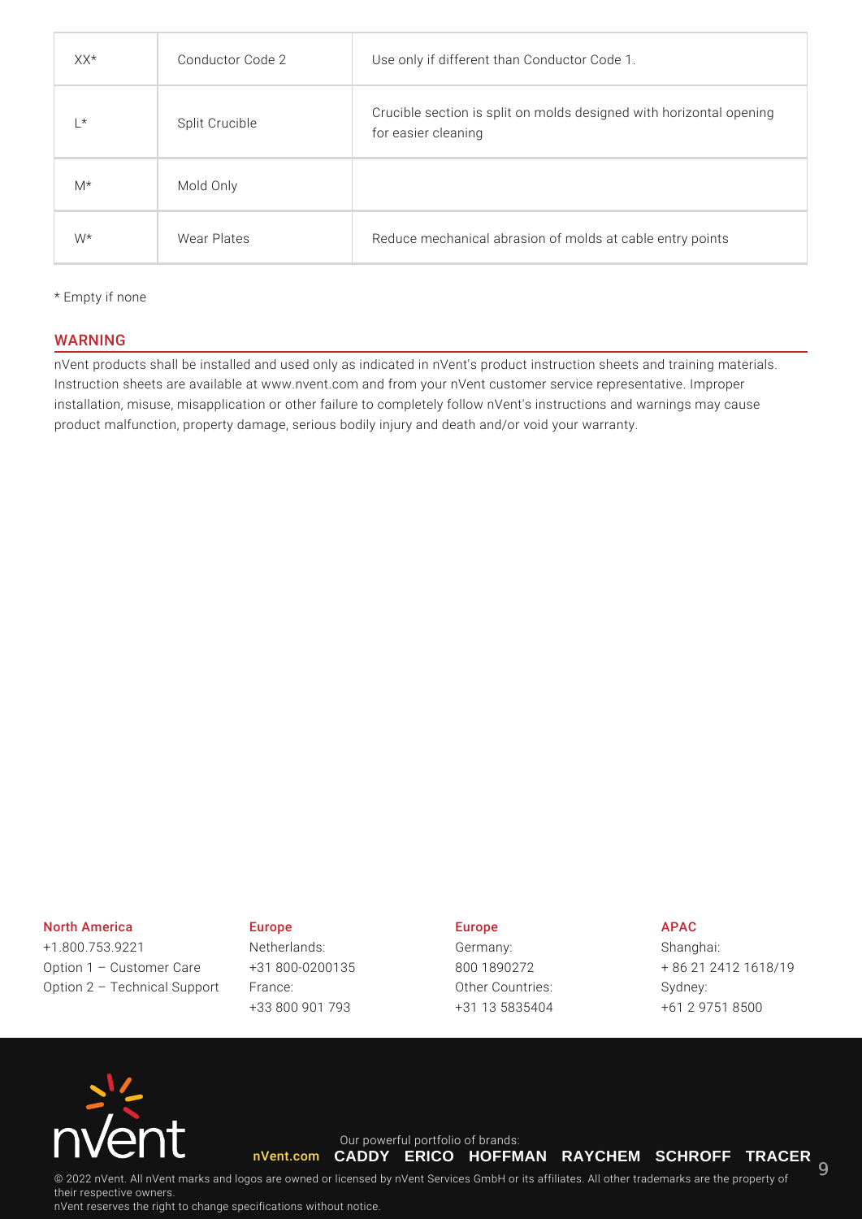| | | |
|---|---|---|
| XX* | Conductor Code 2 | Use only if different than Conductor Code 1. |
| L* | Split Crucible | Crucible section is split on molds designed with horizontal opening for easier cleaning |
| M* | Mold Only | |
| W* | Wear Plates | Reduce mechanical abrasion of molds at cable entry points |

* Empty if none

## WARNING

nVent products shall be installed and used only as indicated in nVent's product instruction sheets and training materials. Instruction sheets are available at www.nvent.com and from your nVent customer service representative. Improper installation, misuse, misapplication or other failure to completely follow nVent's instructions and warnings may cause product malfunction, property damage, serious bodily injury and death and/or void your warranty.

**North America**
+1.800.753.9221
Option 1 – Customer Care
Option 2 – Technical Support

**Europe**
Netherlands:
+31 800-0200135
France:
+33 800 901 793

**Europe**
Germany:
800 1890272
Other Countries:
+31 13 5835404

**APAC**
Shanghai:
+ 86 21 2412 1618/19
Sydney:
+61 2 9751 8500

nVent

Our powerful portfolio of brands:
nVent.com CADDY ERICO HOFFMAN RAYCHEM SCHROFF TRACER

© 2022 nVent. All nVent marks and logos are owned or licensed by nVent Services GmbH or its affiliates. All other trademarks are the property of their respective owners.
nVent reserves the right to change specifications without notice.